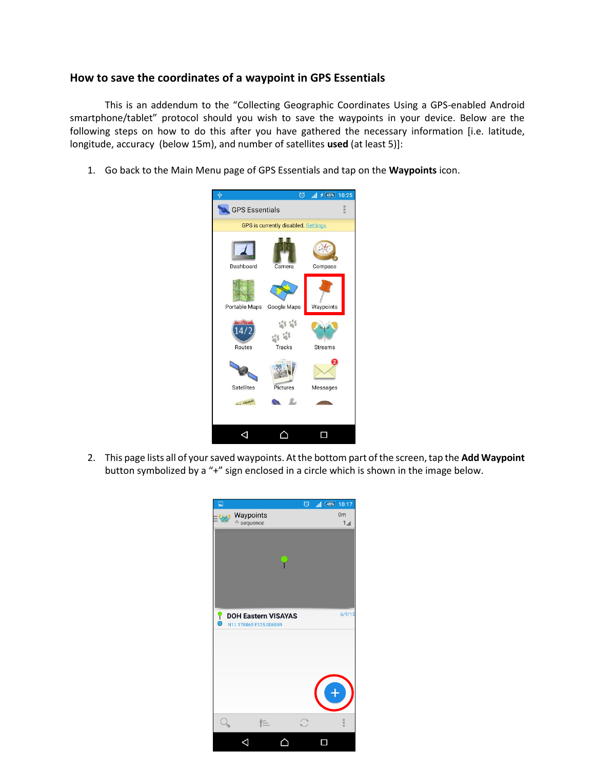## How to save the coordinates of a waypoint in GPS Essentials

This is an addendum to the "Collecting Geographic Coordinates Using a GPS-enabled Android smartphone/tablet" protocol should you wish to save the waypoints in your device. Below are the following steps on how to do this after you have gathered the necessary information [i.e. latitude, longitude, accuracy (below 15m), and number of satellites **used** (at least 5)]:

1. Go back to the Main Menu page of GPS Essentials and tap on the **Waypoints** icon.

2. This page lists all of your saved waypoints. At the bottom part of the screen, tap the **Add Waypoint** button symbolized by a "+" sign enclosed in a circle which is shown in the image below.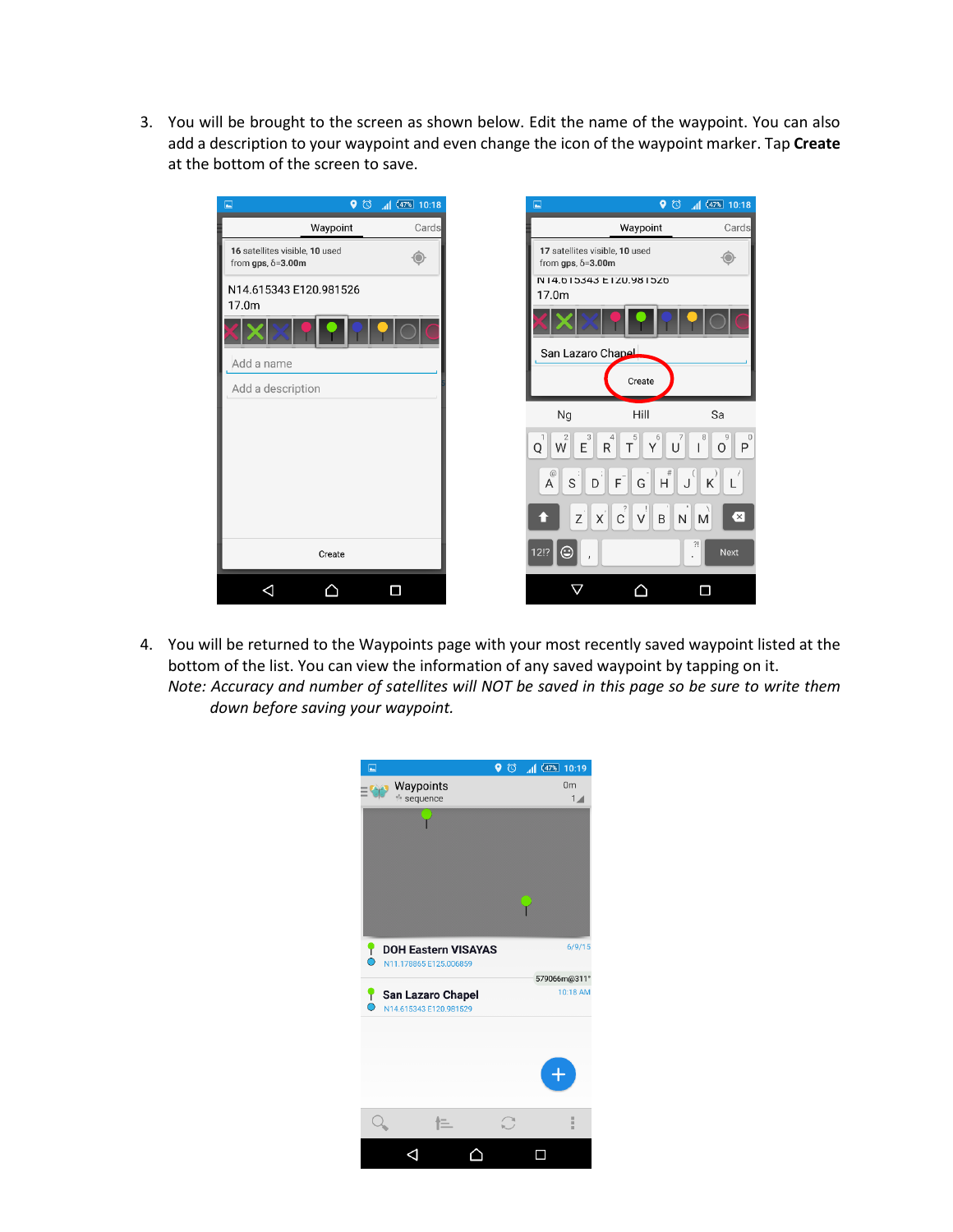3. You will be brought to the screen as shown below. Edit the name of the waypoint. You can also add a description to your waypoint and even change the icon of the waypoint marker. Tap **Create** at the bottom of the screen to save.

4. You will be returned to the Waypoints page with your most recently saved waypoint listed at the bottom of the list. You can view the information of any saved waypoint by tapping on it.
   *Note: Accuracy and number of satellites will NOT be saved in this page so be sure to write them down before saving your waypoint.*